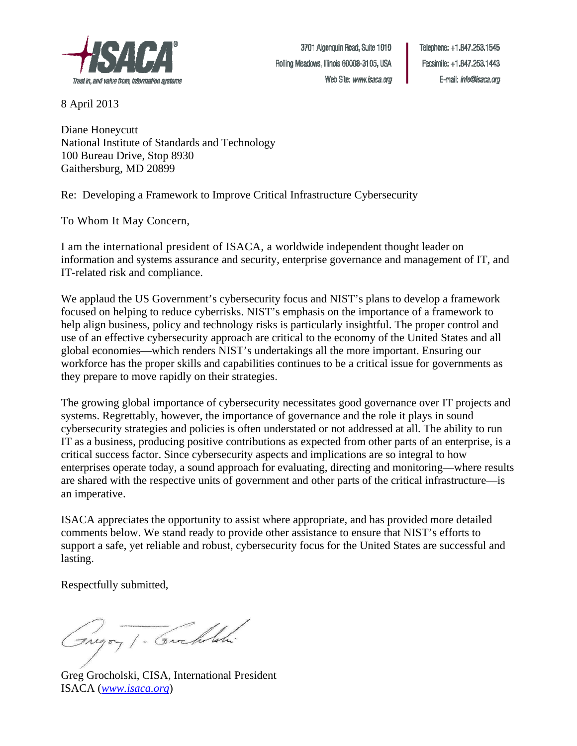ISACA®
Trust in, and value from, information systems

3701 Algonquin Road, Suite 1010
Rolling Meadows, Illinois 60008-3105, USA
Web Site: www.isaca.org

Telephone: +1.847.253.1545
Facsimile: +1.847.253.1443
E-mail: info@isaca.org

8 April 2013

Diane Honeycutt
National Institute of Standards and Technology
100 Bureau Drive, Stop 8930
Gaithersburg, MD 20899

Re: Developing a Framework to Improve Critical Infrastructure Cybersecurity

To Whom It May Concern,

I am the international president of ISACA, a worldwide independent thought leader on information and systems assurance and security, enterprise governance and management of IT, and IT-related risk and compliance.

We applaud the US Government's cybersecurity focus and NIST's plans to develop a framework focused on helping to reduce cyberrisks. NIST's emphasis on the importance of a framework to help align business, policy and technology risks is particularly insightful. The proper control and use of an effective cybersecurity approach are critical to the economy of the United States and all global economies—which renders NIST's undertakings all the more important. Ensuring our workforce has the proper skills and capabilities continues to be a critical issue for governments as they prepare to move rapidly on their strategies.

The growing global importance of cybersecurity necessitates good governance over IT projects and systems. Regrettably, however, the importance of governance and the role it plays in sound cybersecurity strategies and policies is often understated or not addressed at all. The ability to run IT as a business, producing positive contributions as expected from other parts of an enterprise, is a critical success factor. Since cybersecurity aspects and implications are so integral to how enterprises operate today, a sound approach for evaluating, directing and monitoring—where results are shared with the respective units of government and other parts of the critical infrastructure—is an imperative.

ISACA appreciates the opportunity to assist where appropriate, and has provided more detailed comments below. We stand ready to provide other assistance to ensure that NIST's efforts to support a safe, yet reliable and robust, cybersecurity focus for the United States are successful and lasting.

Respectfully submitted,

Greg Grocholski, CISA, International President
ISACA (*www.isaca.org*)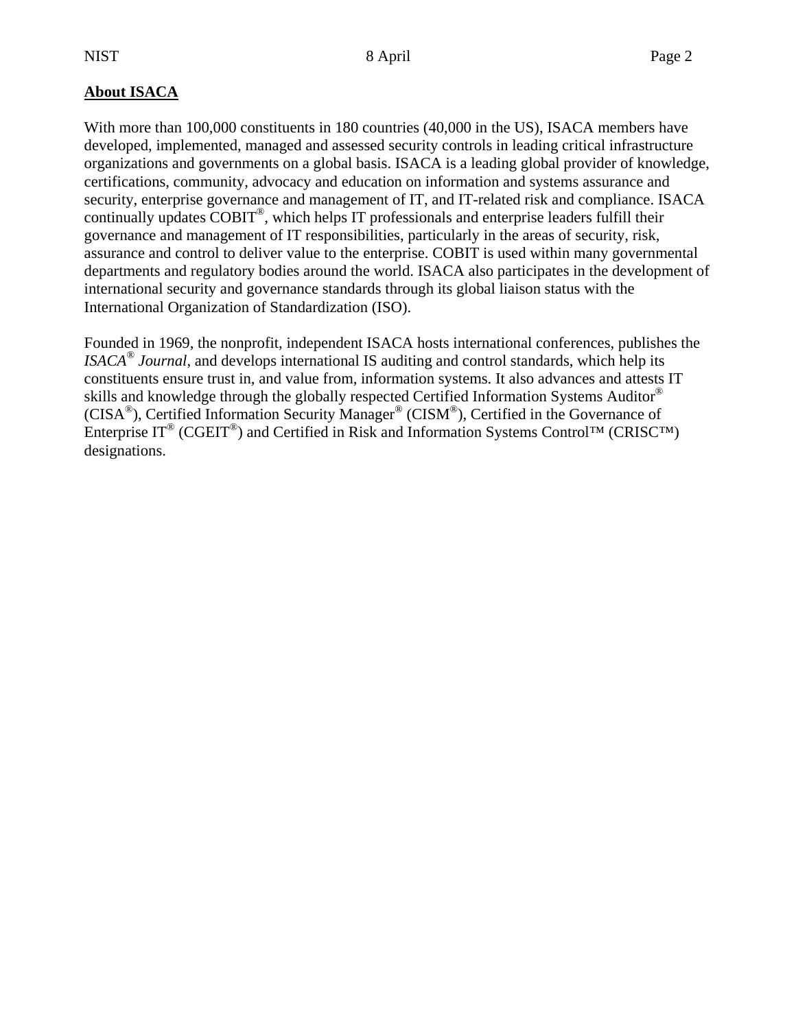**About ISACA**

With more than 100,000 constituents in 180 countries (40,000 in the US), ISACA members have developed, implemented, managed and assessed security controls in leading critical infrastructure organizations and governments on a global basis. ISACA is a leading global provider of knowledge, certifications, community, advocacy and education on information and systems assurance and security, enterprise governance and management of IT, and IT-related risk and compliance. ISACA continually updates COBIT®, which helps IT professionals and enterprise leaders fulfill their governance and management of IT responsibilities, particularly in the areas of security, risk, assurance and control to deliver value to the enterprise. COBIT is used within many governmental departments and regulatory bodies around the world. ISACA also participates in the development of international security and governance standards through its global liaison status with the International Organization of Standardization (ISO).

Founded in 1969, the nonprofit, independent ISACA hosts international conferences, publishes the *ISACA® Journal*, and develops international IS auditing and control standards, which help its constituents ensure trust in, and value from, information systems. It also advances and attests IT skills and knowledge through the globally respected Certified Information Systems Auditor® (CISA®), Certified Information Security Manager® (CISM®), Certified in the Governance of Enterprise IT® (CGEIT®) and Certified in Risk and Information Systems Control™ (CRISC™) designations.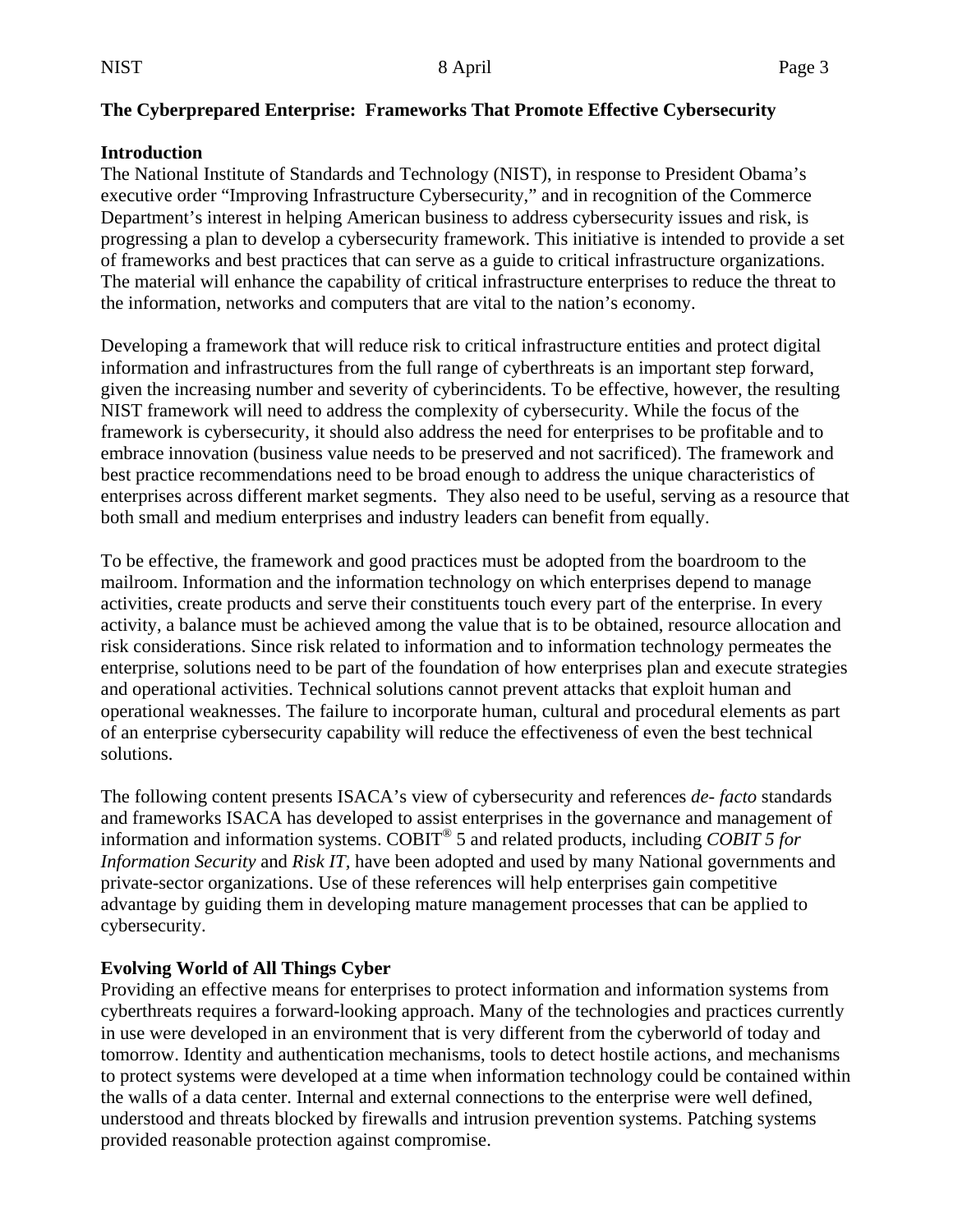**The Cyberprepared Enterprise: Frameworks That Promote Effective Cybersecurity**

**Introduction**

The National Institute of Standards and Technology (NIST), in response to President Obama's executive order "Improving Infrastructure Cybersecurity," and in recognition of the Commerce Department's interest in helping American business to address cybersecurity issues and risk, is progressing a plan to develop a cybersecurity framework. This initiative is intended to provide a set of frameworks and best practices that can serve as a guide to critical infrastructure organizations. The material will enhance the capability of critical infrastructure enterprises to reduce the threat to the information, networks and computers that are vital to the nation's economy.

Developing a framework that will reduce risk to critical infrastructure entities and protect digital information and infrastructures from the full range of cyberthreats is an important step forward, given the increasing number and severity of cyberincidents. To be effective, however, the resulting NIST framework will need to address the complexity of cybersecurity. While the focus of the framework is cybersecurity, it should also address the need for enterprises to be profitable and to embrace innovation (business value needs to be preserved and not sacrificed). The framework and best practice recommendations need to be broad enough to address the unique characteristics of enterprises across different market segments. They also need to be useful, serving as a resource that both small and medium enterprises and industry leaders can benefit from equally.

To be effective, the framework and good practices must be adopted from the boardroom to the mailroom. Information and the information technology on which enterprises depend to manage activities, create products and serve their constituents touch every part of the enterprise. In every activity, a balance must be achieved among the value that is to be obtained, resource allocation and risk considerations. Since risk related to information and to information technology permeates the enterprise, solutions need to be part of the foundation of how enterprises plan and execute strategies and operational activities. Technical solutions cannot prevent attacks that exploit human and operational weaknesses. The failure to incorporate human, cultural and procedural elements as part of an enterprise cybersecurity capability will reduce the effectiveness of even the best technical solutions.

The following content presents ISACA's view of cybersecurity and references *de- facto* standards and frameworks ISACA has developed to assist enterprises in the governance and management of information and information systems. COBIT® 5 and related products, including *COBIT 5 for Information Security* and *Risk IT*, have been adopted and used by many National governments and private-sector organizations. Use of these references will help enterprises gain competitive advantage by guiding them in developing mature management processes that can be applied to cybersecurity.

**Evolving World of All Things Cyber**

Providing an effective means for enterprises to protect information and information systems from cyberthreats requires a forward-looking approach. Many of the technologies and practices currently in use were developed in an environment that is very different from the cyberworld of today and tomorrow. Identity and authentication mechanisms, tools to detect hostile actions, and mechanisms to protect systems were developed at a time when information technology could be contained within the walls of a data center. Internal and external connections to the enterprise were well defined, understood and threats blocked by firewalls and intrusion prevention systems. Patching systems provided reasonable protection against compromise.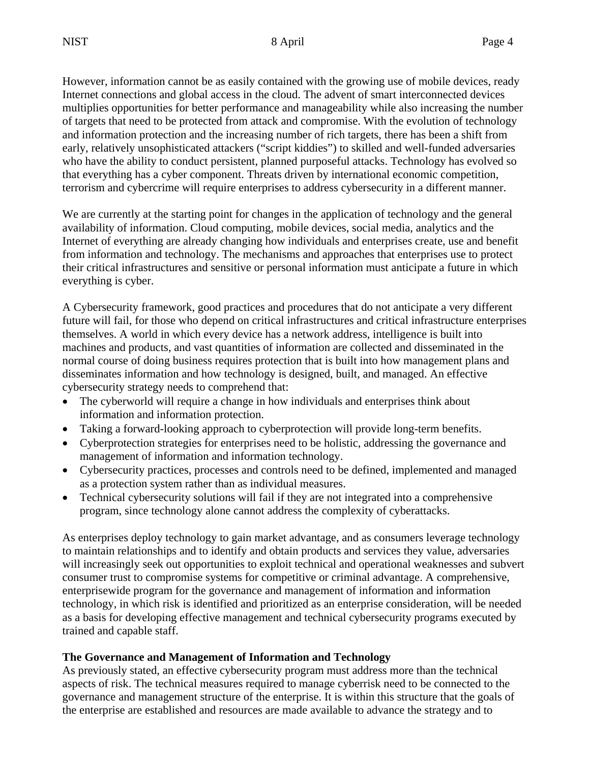However, information cannot be as easily contained with the growing use of mobile devices, ready Internet connections and global access in the cloud. The advent of smart interconnected devices multiplies opportunities for better performance and manageability while also increasing the number of targets that need to be protected from attack and compromise. With the evolution of technology and information protection and the increasing number of rich targets, there has been a shift from early, relatively unsophisticated attackers ("script kiddies") to skilled and well-funded adversaries who have the ability to conduct persistent, planned purposeful attacks. Technology has evolved so that everything has a cyber component. Threats driven by international economic competition, terrorism and cybercrime will require enterprises to address cybersecurity in a different manner.

We are currently at the starting point for changes in the application of technology and the general availability of information. Cloud computing, mobile devices, social media, analytics and the Internet of everything are already changing how individuals and enterprises create, use and benefit from information and technology. The mechanisms and approaches that enterprises use to protect their critical infrastructures and sensitive or personal information must anticipate a future in which everything is cyber.

A Cybersecurity framework, good practices and procedures that do not anticipate a very different future will fail, for those who depend on critical infrastructures and critical infrastructure enterprises themselves. A world in which every device has a network address, intelligence is built into machines and products, and vast quantities of information are collected and disseminated in the normal course of doing business requires protection that is built into how management plans and disseminates information and how technology is designed, built, and managed. An effective cybersecurity strategy needs to comprehend that:

- The cyberworld will require a change in how individuals and enterprises think about information and information protection.
- Taking a forward-looking approach to cyberprotection will provide long-term benefits.
- Cyberprotection strategies for enterprises need to be holistic, addressing the governance and management of information and information technology.
- Cybersecurity practices, processes and controls need to be defined, implemented and managed as a protection system rather than as individual measures.
- Technical cybersecurity solutions will fail if they are not integrated into a comprehensive program, since technology alone cannot address the complexity of cyberattacks.

As enterprises deploy technology to gain market advantage, and as consumers leverage technology to maintain relationships and to identify and obtain products and services they value, adversaries will increasingly seek out opportunities to exploit technical and operational weaknesses and subvert consumer trust to compromise systems for competitive or criminal advantage. A comprehensive, enterprisewide program for the governance and management of information and information technology, in which risk is identified and prioritized as an enterprise consideration, will be needed as a basis for developing effective management and technical cybersecurity programs executed by trained and capable staff.

**The Governance and Management of Information and Technology**

As previously stated, an effective cybersecurity program must address more than the technical aspects of risk. The technical measures required to manage cyberrisk need to be connected to the governance and management structure of the enterprise. It is within this structure that the goals of the enterprise are established and resources are made available to advance the strategy and to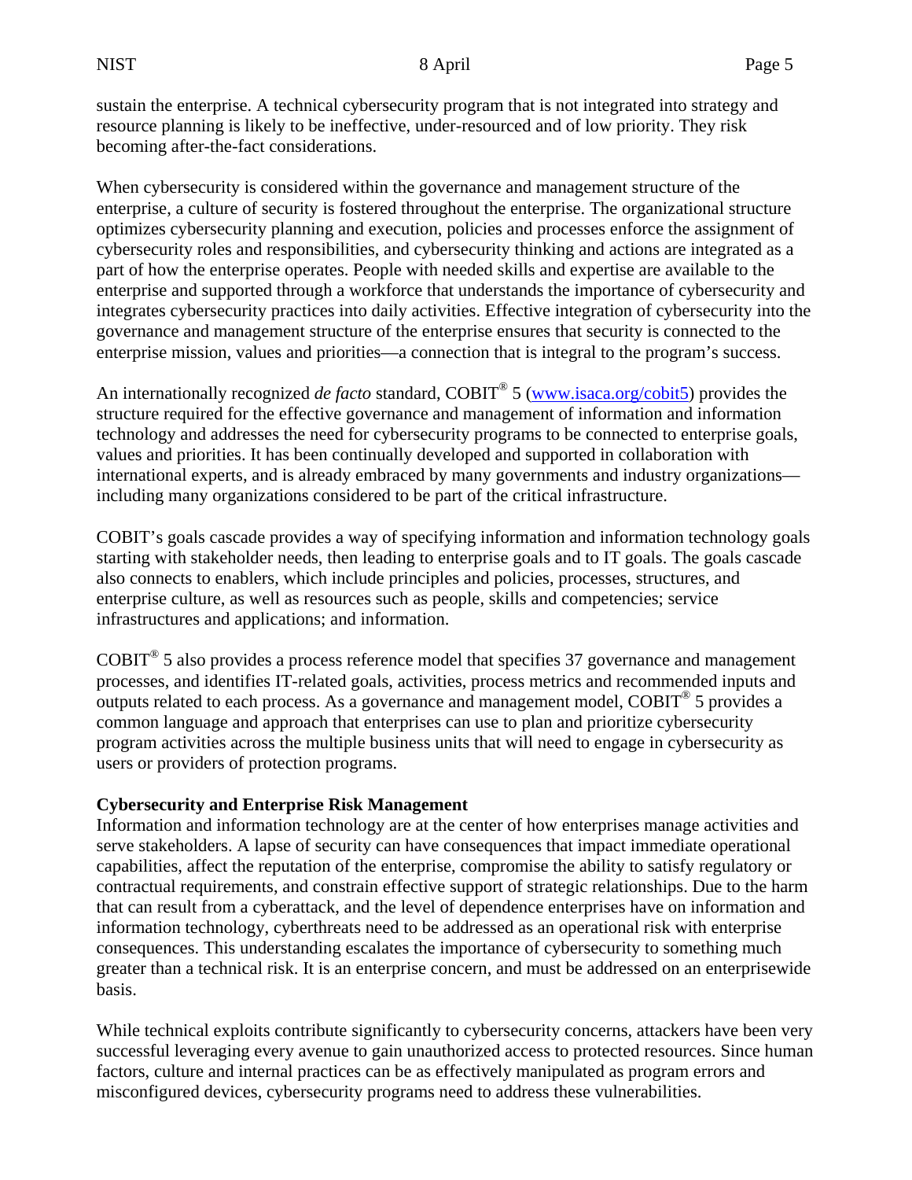sustain the enterprise. A technical cybersecurity program that is not integrated into strategy and resource planning is likely to be ineffective, under-resourced and of low priority. They risk becoming after-the-fact considerations.

When cybersecurity is considered within the governance and management structure of the enterprise, a culture of security is fostered throughout the enterprise. The organizational structure optimizes cybersecurity planning and execution, policies and processes enforce the assignment of cybersecurity roles and responsibilities, and cybersecurity thinking and actions are integrated as a part of how the enterprise operates. People with needed skills and expertise are available to the enterprise and supported through a workforce that understands the importance of cybersecurity and integrates cybersecurity practices into daily activities. Effective integration of cybersecurity into the governance and management structure of the enterprise ensures that security is connected to the enterprise mission, values and priorities—a connection that is integral to the program's success.

An internationally recognized *de facto* standard, COBIT® 5 ([www.isaca.org/cobit5](www.isaca.org/cobit5)) provides the structure required for the effective governance and management of information and information technology and addresses the need for cybersecurity programs to be connected to enterprise goals, values and priorities. It has been continually developed and supported in collaboration with international experts, and is already embraced by many governments and industry organizations—including many organizations considered to be part of the critical infrastructure.

COBIT's goals cascade provides a way of specifying information and information technology goals starting with stakeholder needs, then leading to enterprise goals and to IT goals. The goals cascade also connects to enablers, which include principles and policies, processes, structures, and enterprise culture, as well as resources such as people, skills and competencies; service infrastructures and applications; and information.

COBIT® 5 also provides a process reference model that specifies 37 governance and management processes, and identifies IT-related goals, activities, process metrics and recommended inputs and outputs related to each process. As a governance and management model, COBIT® 5 provides a common language and approach that enterprises can use to plan and prioritize cybersecurity program activities across the multiple business units that will need to engage in cybersecurity as users or providers of protection programs.

**Cybersecurity and Enterprise Risk Management**

Information and information technology are at the center of how enterprises manage activities and serve stakeholders. A lapse of security can have consequences that impact immediate operational capabilities, affect the reputation of the enterprise, compromise the ability to satisfy regulatory or contractual requirements, and constrain effective support of strategic relationships. Due to the harm that can result from a cyberattack, and the level of dependence enterprises have on information and information technology, cyberthreats need to be addressed as an operational risk with enterprise consequences. This understanding escalates the importance of cybersecurity to something much greater than a technical risk. It is an enterprise concern, and must be addressed on an enterprisewide basis.

While technical exploits contribute significantly to cybersecurity concerns, attackers have been very successful leveraging every avenue to gain unauthorized access to protected resources. Since human factors, culture and internal practices can be as effectively manipulated as program errors and misconfigured devices, cybersecurity programs need to address these vulnerabilities.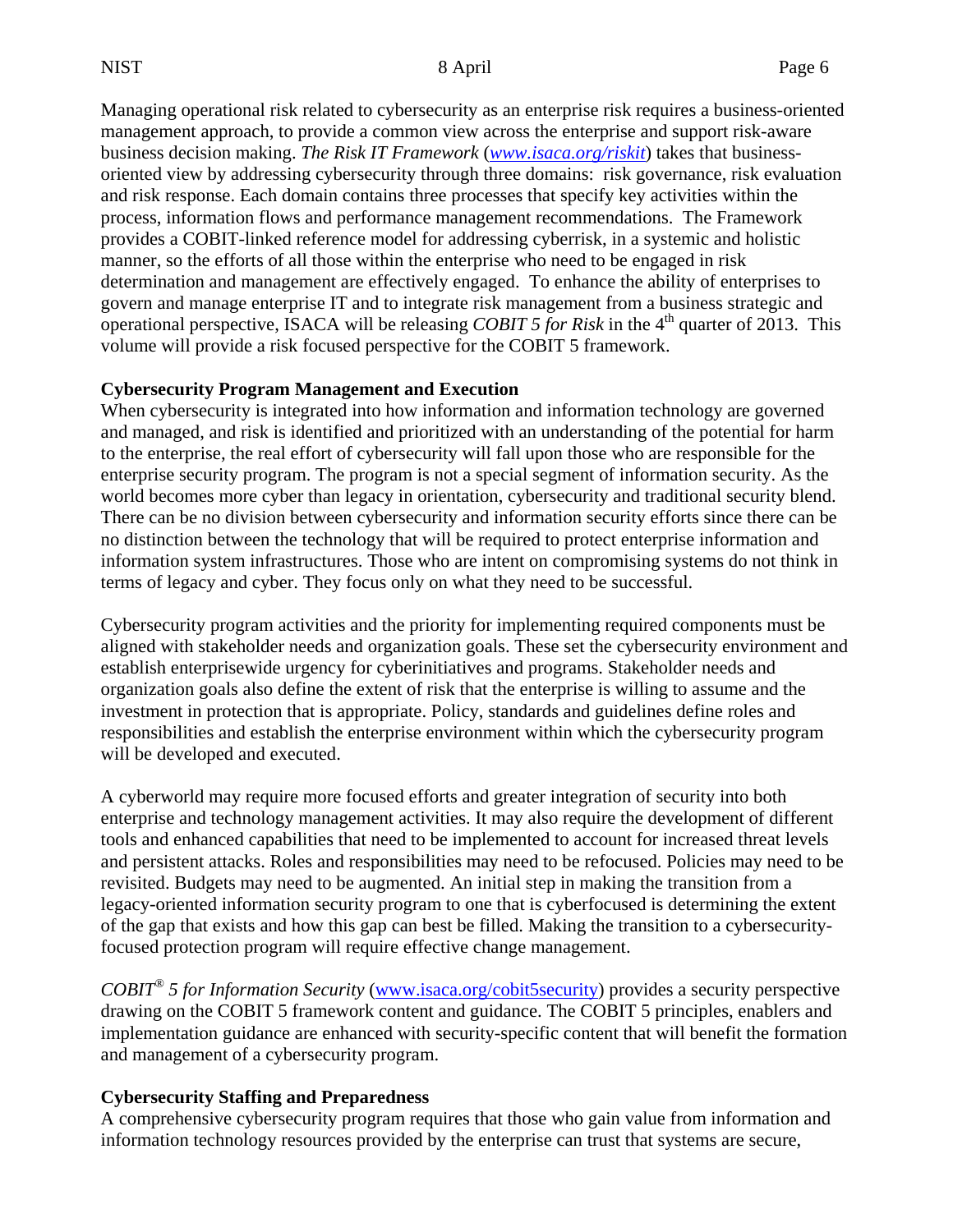Managing operational risk related to cybersecurity as an enterprise risk requires a business-oriented management approach, to provide a common view across the enterprise and support risk-aware business decision making. *The Risk IT Framework* (*www.isaca.org/riskit*) takes that business-oriented view by addressing cybersecurity through three domains: risk governance, risk evaluation and risk response. Each domain contains three processes that specify key activities within the process, information flows and performance management recommendations. The Framework provides a COBIT-linked reference model for addressing cyberrisk, in a systemic and holistic manner, so the efforts of all those within the enterprise who need to be engaged in risk determination and management are effectively engaged. To enhance the ability of enterprises to govern and manage enterprise IT and to integrate risk management from a business strategic and operational perspective, ISACA will be releasing *COBIT 5 for Risk* in the 4th quarter of 2013. This volume will provide a risk focused perspective for the COBIT 5 framework.

**Cybersecurity Program Management and Execution**

When cybersecurity is integrated into how information and information technology are governed and managed, and risk is identified and prioritized with an understanding of the potential for harm to the enterprise, the real effort of cybersecurity will fall upon those who are responsible for the enterprise security program. The program is not a special segment of information security. As the world becomes more cyber than legacy in orientation, cybersecurity and traditional security blend. There can be no division between cybersecurity and information security efforts since there can be no distinction between the technology that will be required to protect enterprise information and information system infrastructures. Those who are intent on compromising systems do not think in terms of legacy and cyber. They focus only on what they need to be successful.

Cybersecurity program activities and the priority for implementing required components must be aligned with stakeholder needs and organization goals. These set the cybersecurity environment and establish enterprisewide urgency for cyberinitiatives and programs. Stakeholder needs and organization goals also define the extent of risk that the enterprise is willing to assume and the investment in protection that is appropriate. Policy, standards and guidelines define roles and responsibilities and establish the enterprise environment within which the cybersecurity program will be developed and executed.

A cyberworld may require more focused efforts and greater integration of security into both enterprise and technology management activities. It may also require the development of different tools and enhanced capabilities that need to be implemented to account for increased threat levels and persistent attacks. Roles and responsibilities may need to be refocused. Policies may need to be revisited. Budgets may need to be augmented. An initial step in making the transition from a legacy-oriented information security program to one that is cyberfocused is determining the extent of the gap that exists and how this gap can best be filled. Making the transition to a cybersecurity-focused protection program will require effective change management.

*COBIT® 5 for Information Security* (www.isaca.org/cobit5security) provides a security perspective drawing on the COBIT 5 framework content and guidance. The COBIT 5 principles, enablers and implementation guidance are enhanced with security-specific content that will benefit the formation and management of a cybersecurity program.

**Cybersecurity Staffing and Preparedness**

A comprehensive cybersecurity program requires that those who gain value from information and information technology resources provided by the enterprise can trust that systems are secure,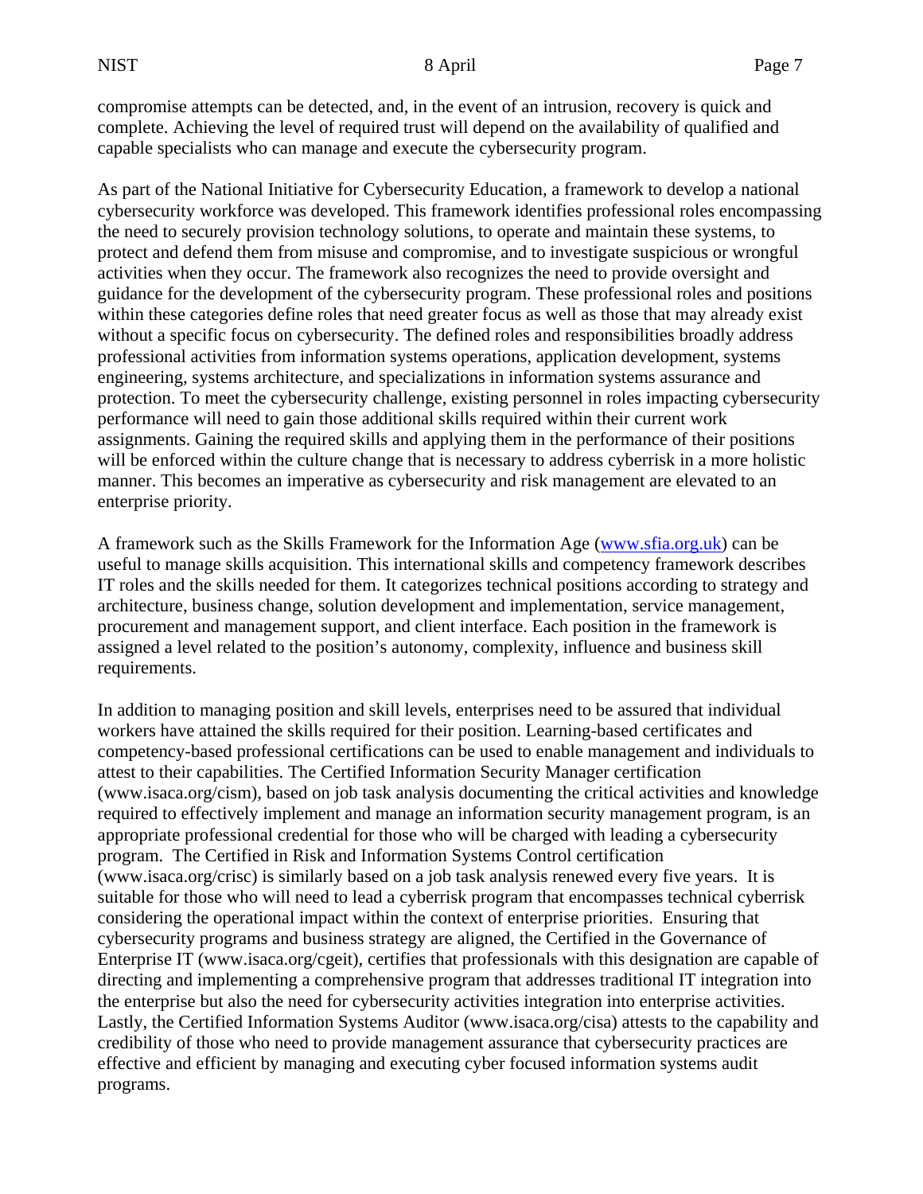compromise attempts can be detected, and, in the event of an intrusion, recovery is quick and complete. Achieving the level of required trust will depend on the availability of qualified and capable specialists who can manage and execute the cybersecurity program.

As part of the National Initiative for Cybersecurity Education, a framework to develop a national cybersecurity workforce was developed. This framework identifies professional roles encompassing the need to securely provision technology solutions, to operate and maintain these systems, to protect and defend them from misuse and compromise, and to investigate suspicious or wrongful activities when they occur. The framework also recognizes the need to provide oversight and guidance for the development of the cybersecurity program. These professional roles and positions within these categories define roles that need greater focus as well as those that may already exist without a specific focus on cybersecurity. The defined roles and responsibilities broadly address professional activities from information systems operations, application development, systems engineering, systems architecture, and specializations in information systems assurance and protection. To meet the cybersecurity challenge, existing personnel in roles impacting cybersecurity performance will need to gain those additional skills required within their current work assignments. Gaining the required skills and applying them in the performance of their positions will be enforced within the culture change that is necessary to address cyberrisk in a more holistic manner. This becomes an imperative as cybersecurity and risk management are elevated to an enterprise priority.

A framework such as the Skills Framework for the Information Age ([www.sfia.org.uk](http://www.sfia.org.uk)) can be useful to manage skills acquisition. This international skills and competency framework describes IT roles and the skills needed for them. It categorizes technical positions according to strategy and architecture, business change, solution development and implementation, service management, procurement and management support, and client interface. Each position in the framework is assigned a level related to the position's autonomy, complexity, influence and business skill requirements.

In addition to managing position and skill levels, enterprises need to be assured that individual workers have attained the skills required for their position. Learning-based certificates and competency-based professional certifications can be used to enable management and individuals to attest to their capabilities. The Certified Information Security Manager certification (www.isaca.org/cism), based on job task analysis documenting the critical activities and knowledge required to effectively implement and manage an information security management program, is an appropriate professional credential for those who will be charged with leading a cybersecurity program. The Certified in Risk and Information Systems Control certification (www.isaca.org/crisc) is similarly based on a job task analysis renewed every five years. It is suitable for those who will need to lead a cyberrisk program that encompasses technical cyberrisk considering the operational impact within the context of enterprise priorities. Ensuring that cybersecurity programs and business strategy are aligned, the Certified in the Governance of Enterprise IT (www.isaca.org/cgeit), certifies that professionals with this designation are capable of directing and implementing a comprehensive program that addresses traditional IT integration into the enterprise but also the need for cybersecurity activities integration into enterprise activities. Lastly, the Certified Information Systems Auditor (www.isaca.org/cisa) attests to the capability and credibility of those who need to provide management assurance that cybersecurity practices are effective and efficient by managing and executing cyber focused information systems audit programs.